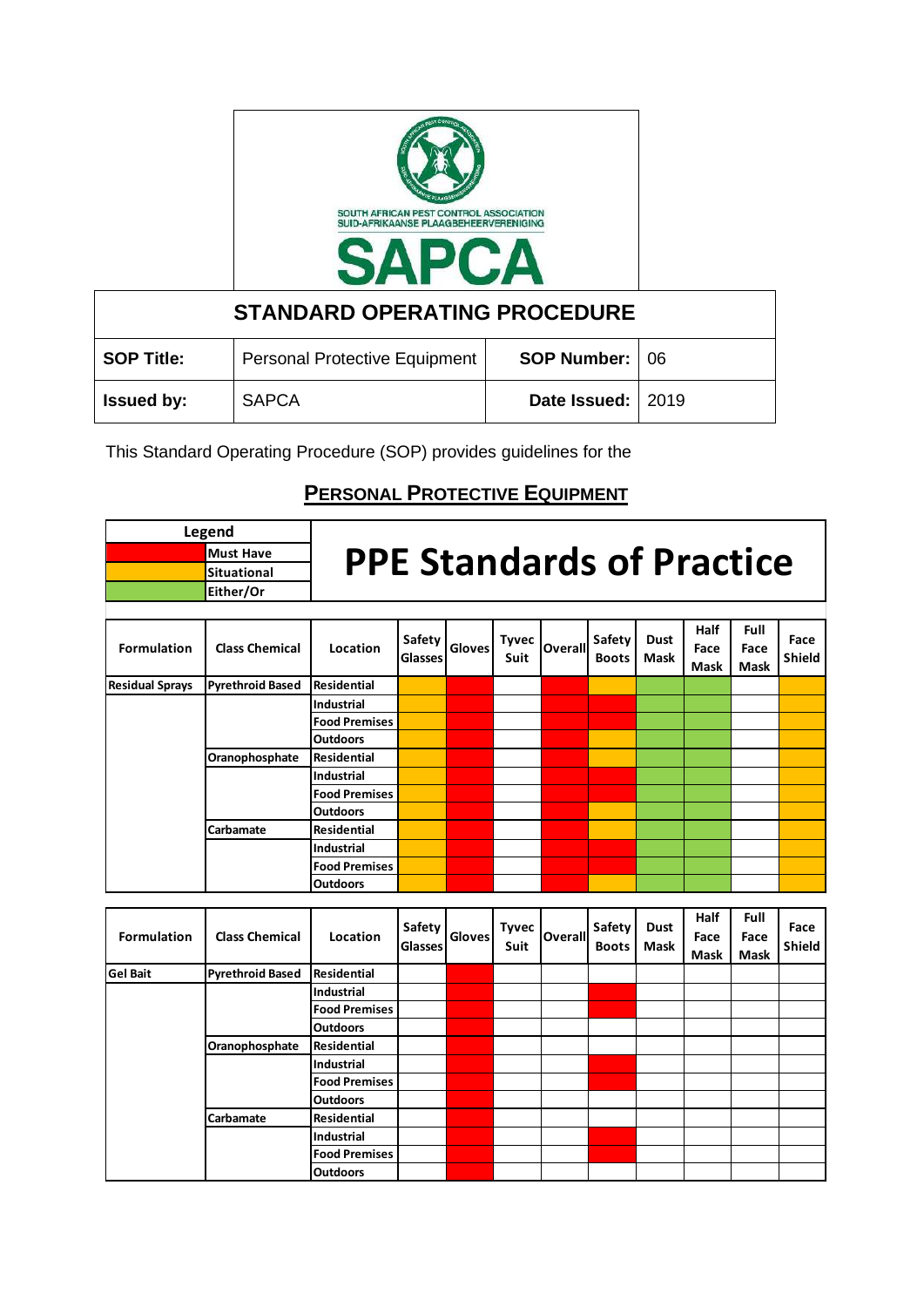SOUTH AFRICAN PEST CONTROL ASSOCIATION
SUID-AFRIKAANSE PLAAGBEHEERVERENIGING

**SAPCA**

# STANDARD OPERATING PROCEDURE

| **SOP Title:** | Personal Protective Equipment | **SOP Number:** | 06 |
|---|---|---|---|
| **Issued by:** | SAPCA | **Date Issued:** | 2019 |

This Standard Operating Procedure (SOP) provides guidelines for the

## PERSONAL PROTECTIVE EQUIPMENT

# PPE Standards of Practice

| Legend | |
|---|---|
| (Red) | Must Have |
| (Orange) | Situational |
| (Green) | Either/Or |

| Formulation | Class Chemical | Location | Safety Glasses | Gloves | Tyvec Suit | Overall | Safety Boots | Dust Mask | Half Face Mask | Full Face Mask | Face Shield |
|---|---|---|---|---|---|---|---|---|---|---|---|
| **Residual Sprays** | **Pyrethroid Based** | **Residential** | Situational | Must Have | | Must Have | Situational | Either/Or | Either/Or | | Situational |
| | | **Industrial** | Situational | Must Have | | Must Have | Must Have | Either/Or | Either/Or | | Situational |
| | | **Food Premises** | Situational | Must Have | | Must Have | Must Have | Either/Or | Either/Or | | Situational |
| | | **Outdoors** | Situational | Must Have | | Must Have | Situational | Either/Or | Either/Or | | Situational |
| | **Oranophosphate** | **Residential** | Situational | Must Have | | Must Have | Situational | Either/Or | Either/Or | | Situational |
| | | **Industrial** | Situational | Must Have | | Must Have | Must Have | Either/Or | Either/Or | | Situational |
| | | **Food Premises** | Situational | Must Have | | Must Have | Must Have | Either/Or | Either/Or | | Situational |
| | | **Outdoors** | Situational | Must Have | | Must Have | Situational | Either/Or | Either/Or | | Situational |
| | **Carbamate** | **Residential** | Situational | Must Have | | Must Have | Situational | Either/Or | Either/Or | | Situational |
| | | **Industrial** | Situational | Must Have | | Must Have | Must Have | Either/Or | Either/Or | | Situational |
| | | **Food Premises** | Situational | Must Have | | Must Have | Must Have | Either/Or | Either/Or | | Situational |
| | | **Outdoors** | Situational | Must Have | | Must Have | Situational | Either/Or | Either/Or | | Situational |

| Formulation | Class Chemical | Location | Safety Glasses | Gloves | Tyvec Suit | Overall | Safety Boots | Dust Mask | Half Face Mask | Full Face Mask | Face Shield |
|---|---|---|---|---|---|---|---|---|---|---|---|
| **Gel Bait** | **Pyrethroid Based** | **Residential** | | Must Have | | | | | | | |
| | | **Industrial** | | Must Have | | | Must Have | | | | |
| | | **Food Premises** | | Must Have | | | Must Have | | | | |
| | | **Outdoors** | | Must Have | | | | | | | |
| | **Oranophosphate** | **Residential** | | Must Have | | | | | | | |
| | | **Industrial** | | Must Have | | | Must Have | | | | |
| | | **Food Premises** | | Must Have | | | Must Have | | | | |
| | | **Outdoors** | | Must Have | | | | | | | |
| | **Carbamate** | **Residential** | | Must Have | | | | | | | |
| | | **Industrial** | | Must Have | | | Must Have | | | | |
| | | **Food Premises** | | Must Have | | | Must Have | | | | |
| | | **Outdoors** | | Must Have | | | | | | | |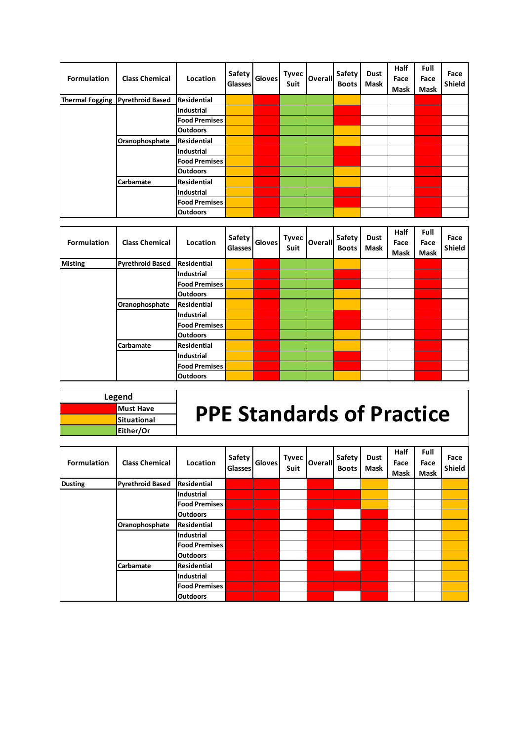| Formulation | Class Chemical | Location | Safety Glasses | Gloves | Tyvec Suit | Overall | Safety Boots | Dust Mask | Half Face Mask | Full Face Mask | Face Shield |
|---|---|---|---|---|---|---|---|---|---|---|---|
| Thermal Fogging | Pyrethroid Based | Residential | Situational | Must Have | Either/Or | Either/Or | Situational | | | Must Have | |
| | | Industrial | Situational | Must Have | Either/Or | Either/Or | Situational | | | Must Have | |
| | | Food Premises | Situational | Must Have | Either/Or | Either/Or | Must Have | | | Must Have | |
| | | Outdoors | Situational | Must Have | Either/Or | Either/Or | Situational | | | Must Have | |
| | Oranophosphate | Residential | Situational | Must Have | Either/Or | Either/Or | Situational | | | Must Have | |
| | | Industrial | Situational | Must Have | Either/Or | Either/Or | Situational | | | Must Have | |
| | | Food Premises | Situational | Must Have | Either/Or | Either/Or | Must Have | | | Must Have | |
| | | Outdoors | Situational | Must Have | Either/Or | Either/Or | Situational | | | Must Have | |
| | Carbamate | Residential | Situational | Must Have | Either/Or | Either/Or | Situational | | | Must Have | |
| | | Industrial | Situational | Must Have | Either/Or | Either/Or | Must Have | | | Must Have | |
| | | Food Premises | Situational | Must Have | Either/Or | Either/Or | Must Have | | | Must Have | |
| | | Outdoors | Situational | Must Have | Either/Or | Either/Or | Situational | | | Must Have | |

| Formulation | Class Chemical | Location | Safety Glasses | Gloves | Tyvec Suit | Overall | Safety Boots | Dust Mask | Half Face Mask | Full Face Mask | Face Shield |
|---|---|---|---|---|---|---|---|---|---|---|---|
| Misting | Pyrethroid Based | Residential | Situational | Must Have | Either/Or | Either/Or | Situational | | | Must Have | |
| | | Industrial | Situational | Must Have | Either/Or | Either/Or | Must Have | | | Must Have | |
| | | Food Premises | Situational | Must Have | Either/Or | Either/Or | Must Have | | | Must Have | |
| | | Outdoors | Situational | Must Have | Either/Or | Either/Or | Situational | | | Must Have | |
| | Oranophosphate | Residential | Situational | Must Have | Either/Or | Either/Or | Situational | | | Must Have | |
| | | Industrial | Situational | Must Have | Either/Or | Either/Or | Must Have | | | Must Have | |
| | | Food Premises | Situational | Must Have | Either/Or | Either/Or | Must Have | | | Must Have | |
| | | Outdoors | Situational | Must Have | Either/Or | Either/Or | Situational | | | Must Have | |
| | Carbamate | Residential | Situational | Must Have | Either/Or | Either/Or | Situational | | | Must Have | |
| | | Industrial | Situational | Must Have | Either/Or | Either/Or | Must Have | | | Must Have | |
| | | Food Premises | Situational | Must Have | Either/Or | Either/Or | Must Have | | | Must Have | |
| | | Outdoors | Situational | Must Have | Either/Or | Either/Or | Situational | | | Must Have | |

| Legend | |
|---|---|
| Red | Must Have |
| Orange | Situational |
| Green | Either/Or |

# PPE Standards of Practice

| Formulation | Class Chemical | Location | Safety Glasses | Gloves | Tyvec Suit | Overall | Safety Boots | Dust Mask | Half Face Mask | Full Face Mask | Face Shield |
|---|---|---|---|---|---|---|---|---|---|---|---|
| Dusting | Pyrethroid Based | Residential | Must Have | Must Have | | Must Have | | Situational | | | Situational |
| | | Industrial | Must Have | Must Have | | Must Have | Must Have | Situational | | | Situational |
| | | Food Premises | Must Have | Must Have | | Must Have | Must Have | Situational | | | Situational |
| | | Outdoors | Must Have | Must Have | | Must Have | | Must Have | | | Situational |
| | Oranophosphate | Residential | Must Have | Must Have | | Must Have | | Must Have | | | Situational |
| | | Industrial | Must Have | Must Have | | Must Have | Must Have | Must Have | | | Situational |
| | | Food Premises | Must Have | Must Have | | Must Have | Must Have | Must Have | | | Situational |
| | | Outdoors | Must Have | Must Have | | Must Have | | Must Have | | | Situational |
| | Carbamate | Residential | Must Have | Must Have | | Must Have | | Must Have | | | Situational |
| | | Industrial | Must Have | Must Have | | Must Have | Must Have | Must Have | | | Situational |
| | | Food Premises | Must Have | Must Have | | Must Have | Must Have | Must Have | | | Situational |
| | | Outdoors | Must Have | Must Have | | Must Have | | Must Have | | | Situational |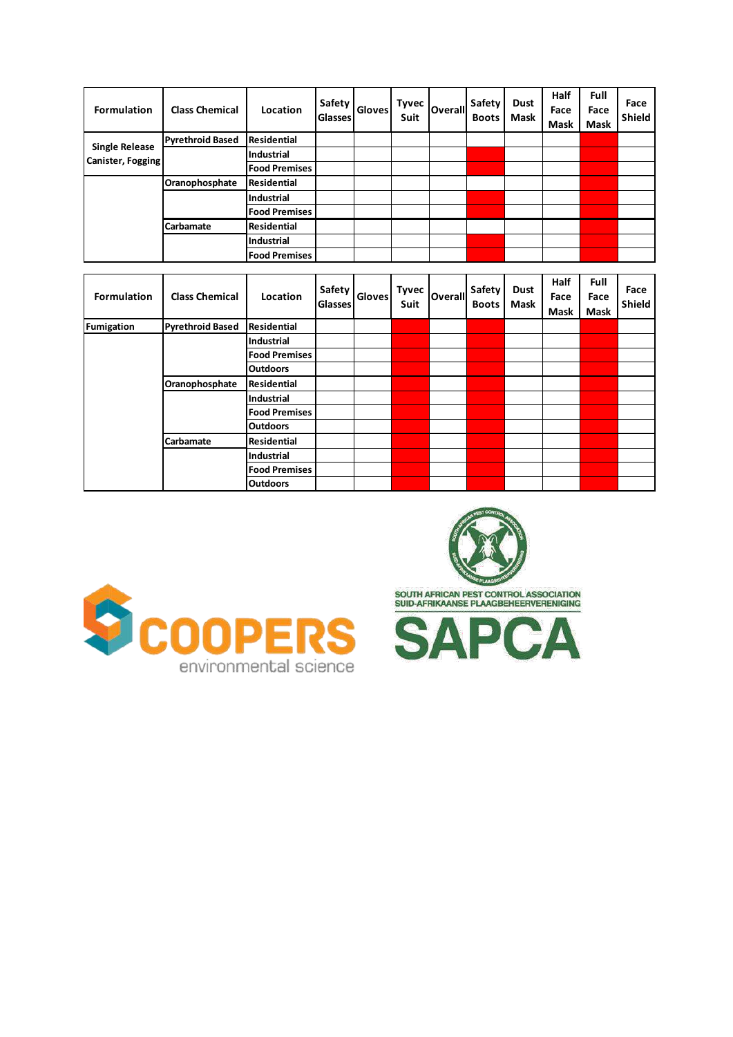| Formulation | Class Chemical | Location | Safety Glasses | Gloves | Tyvec Suit | Overall | Safety Boots | Dust Mask | Half Face Mask | Full Face Mask | Face Shield |
|---|---|---|---|---|---|---|---|---|---|---|---|
| Single Release Canister, Fogging | Pyrethroid Based | Residential | | | | | | | | | |
| | | Industrial | | | | | | | | | |
| | | Food Premises | | | | | | | | | |
| | Oranophosphate | Residential | | | | | | | | | |
| | | Industrial | | | | | | | | | |
| | | Food Premises | | | | | | | | | |
| | Carbamate | Residential | | | | | | | | | |
| | | Industrial | | | | | | | | | |
| | | Food Premises | | | | | | | | | |

| Formulation | Class Chemical | Location | Safety Glasses | Gloves | Tyvec Suit | Overall | Safety Boots | Dust Mask | Half Face Mask | Full Face Mask | Face Shield |
|---|---|---|---|---|---|---|---|---|---|---|---|
| Fumigation | Pyrethroid Based | Residential | | | | | | | | | |
| | | Industrial | | | | | | | | | |
| | | Food Premises | | | | | | | | | |
| | | Outdoors | | | | | | | | | |
| | Oranophosphate | Residential | | | | | | | | | |
| | | Industrial | | | | | | | | | |
| | | Food Premises | | | | | | | | | |
| | | Outdoors | | | | | | | | | |
| | Carbamate | Residential | | | | | | | | | |
| | | Industrial | | | | | | | | | |
| | | Food Premises | | | | | | | | | |
| | | Outdoors | | | | | | | | | |

COOPERS
environmental science

SOUTH AFRICAN PEST CONTROL ASSOCIATION
SUID-AFRIKAANSE PLAAGBEHEERVERENIGING
SAPCA